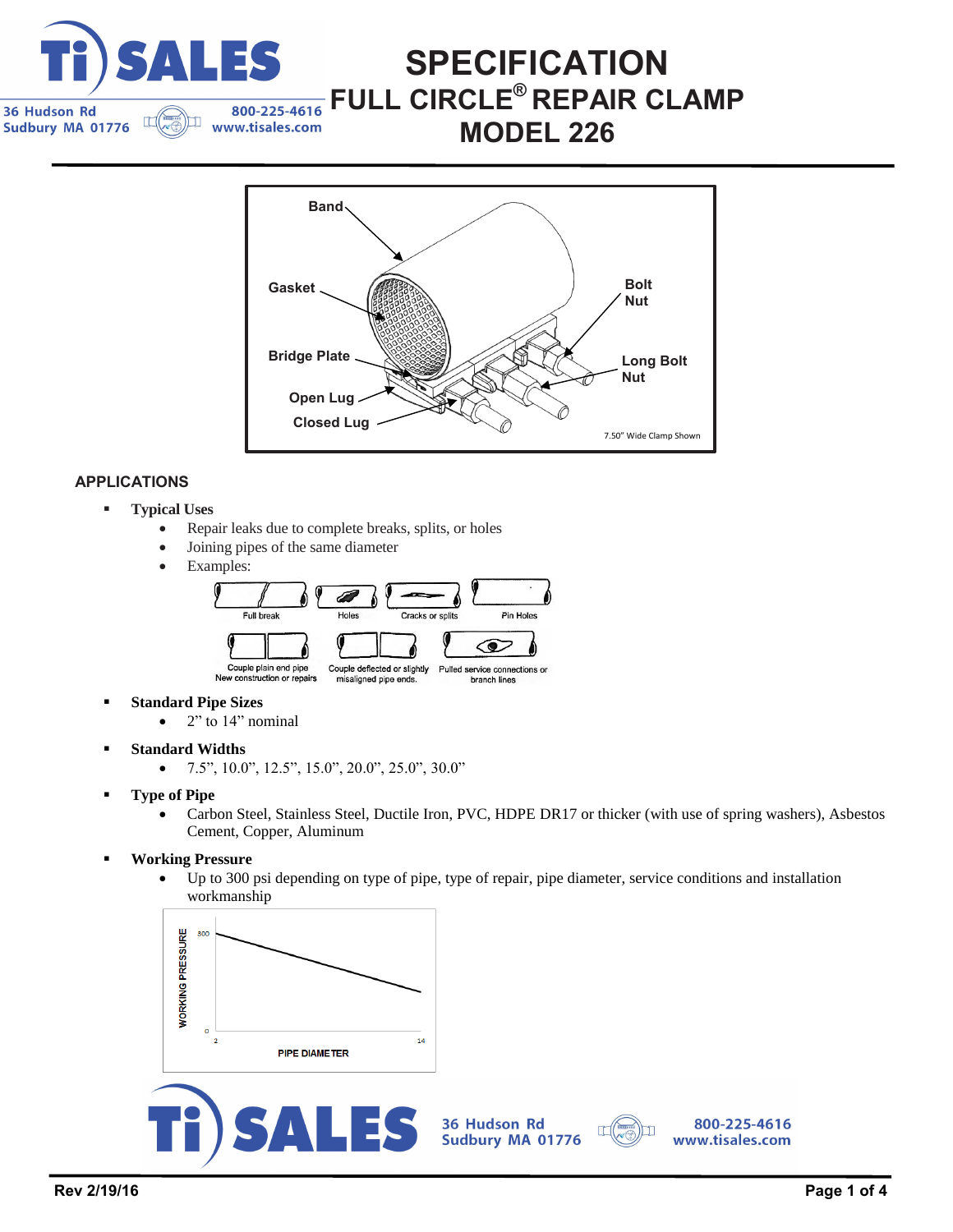# SPECIFICATION
## FULL CIRCLE® REPAIR CLAMP
## MODEL 226

Band
Gasket
Bridge Plate
Open Lug
Closed Lug
Bolt Nut
Long Bolt Nut
7.50" Wide Clamp Shown

## APPLICATIONS

- **Typical Uses**
  - Repair leaks due to complete breaks, splits, or holes
  - Joining pipes of the same diameter
  - Examples:

    Full break · Holes · Cracks or splits · Pin Holes

    Couple plain end pipe New construction or repairs · Couple deflected or slightly misaligned pipe ends. · Pulled service connections or branch lines

- **Standard Pipe Sizes**
  - 2" to 14" nominal
- **Standard Widths**
  - 7.5", 10.0", 12.5", 15.0", 20.0", 25.0", 30.0"
- **Type of Pipe**
  - Carbon Steel, Stainless Steel, Ductile Iron, PVC, HDPE DR17 or thicker (with use of spring washers), Asbestos Cement, Copper, Aluminum
- **Working Pressure**
  - Up to 300 psi depending on type of pipe, type of repair, pipe diameter, service conditions and installation workmanship

WORKING PRESSURE (0 – 300) vs. PIPE DIAMETER (2 – 14)

Rev 2/19/16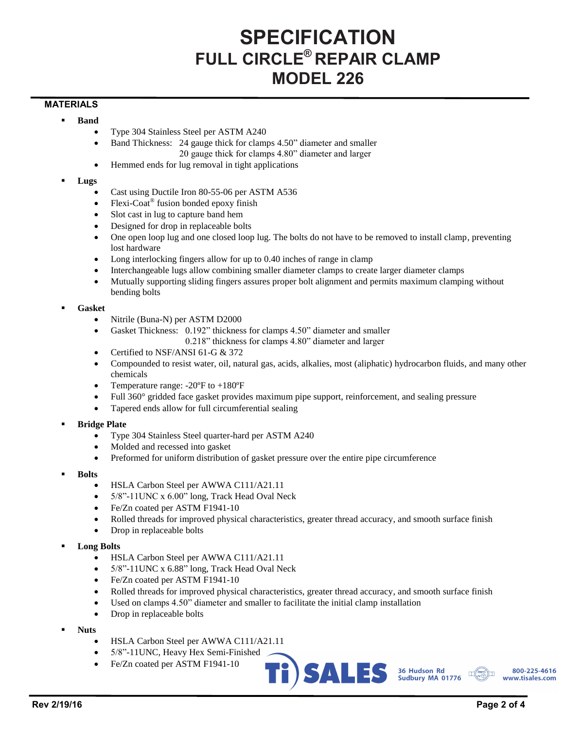# SPECIFICATION
## FULL CIRCLE® REPAIR CLAMP
## MODEL 226

### MATERIALS

- **Band**
  - Type 304 Stainless Steel per ASTM A240
  - Band Thickness: 24 gauge thick for clamps 4.50" diameter and smaller
    20 gauge thick for clamps 4.80" diameter and larger
  - Hemmed ends for lug removal in tight applications

- **Lugs**
  - Cast using Ductile Iron 80-55-06 per ASTM A536
  - Flexi-Coat® fusion bonded epoxy finish
  - Slot cast in lug to capture band hem
  - Designed for drop in replaceable bolts
  - One open loop lug and one closed loop lug. The bolts do not have to be removed to install clamp, preventing lost hardware
  - Long interlocking fingers allow for up to 0.40 inches of range in clamp
  - Interchangeable lugs allow combining smaller diameter clamps to create larger diameter clamps
  - Mutually supporting sliding fingers assures proper bolt alignment and permits maximum clamping without bending bolts

- **Gasket**
  - Nitrile (Buna-N) per ASTM D2000
  - Gasket Thickness: 0.192" thickness for clamps 4.50" diameter and smaller
    0.218" thickness for clamps 4.80" diameter and larger
  - Certified to NSF/ANSI 61-G & 372
  - Compounded to resist water, oil, natural gas, acids, alkalies, most (aliphatic) hydrocarbon fluids, and many other chemicals
  - Temperature range: -20ºF to +180ºF
  - Full 360° gridded face gasket provides maximum pipe support, reinforcement, and sealing pressure
  - Tapered ends allow for full circumferential sealing

- **Bridge Plate**
  - Type 304 Stainless Steel quarter-hard per ASTM A240
  - Molded and recessed into gasket
  - Preformed for uniform distribution of gasket pressure over the entire pipe circumference

- **Bolts**
  - HSLA Carbon Steel per AWWA C111/A21.11
  - 5/8"-11UNC x 6.00" long, Track Head Oval Neck
  - Fe/Zn coated per ASTM F1941-10
  - Rolled threads for improved physical characteristics, greater thread accuracy, and smooth surface finish
  - Drop in replaceable bolts

- **Long Bolts**
  - HSLA Carbon Steel per AWWA C111/A21.11
  - 5/8"-11UNC x 6.88" long, Track Head Oval Neck
  - Fe/Zn coated per ASTM F1941-10
  - Rolled threads for improved physical characteristics, greater thread accuracy, and smooth surface finish
  - Used on clamps 4.50" diameter and smaller to facilitate the initial clamp installation
  - Drop in replaceable bolts

- **Nuts**
  - HSLA Carbon Steel per AWWA C111/A21.11
  - 5/8"-11UNC, Heavy Hex Semi-Finished
  - Fe/Zn coated per ASTM F1941-10

Ti SALES 36 Hudson Rd Sudbury MA 01776 800-225-4616 www.tisales.com

Rev 2/19/16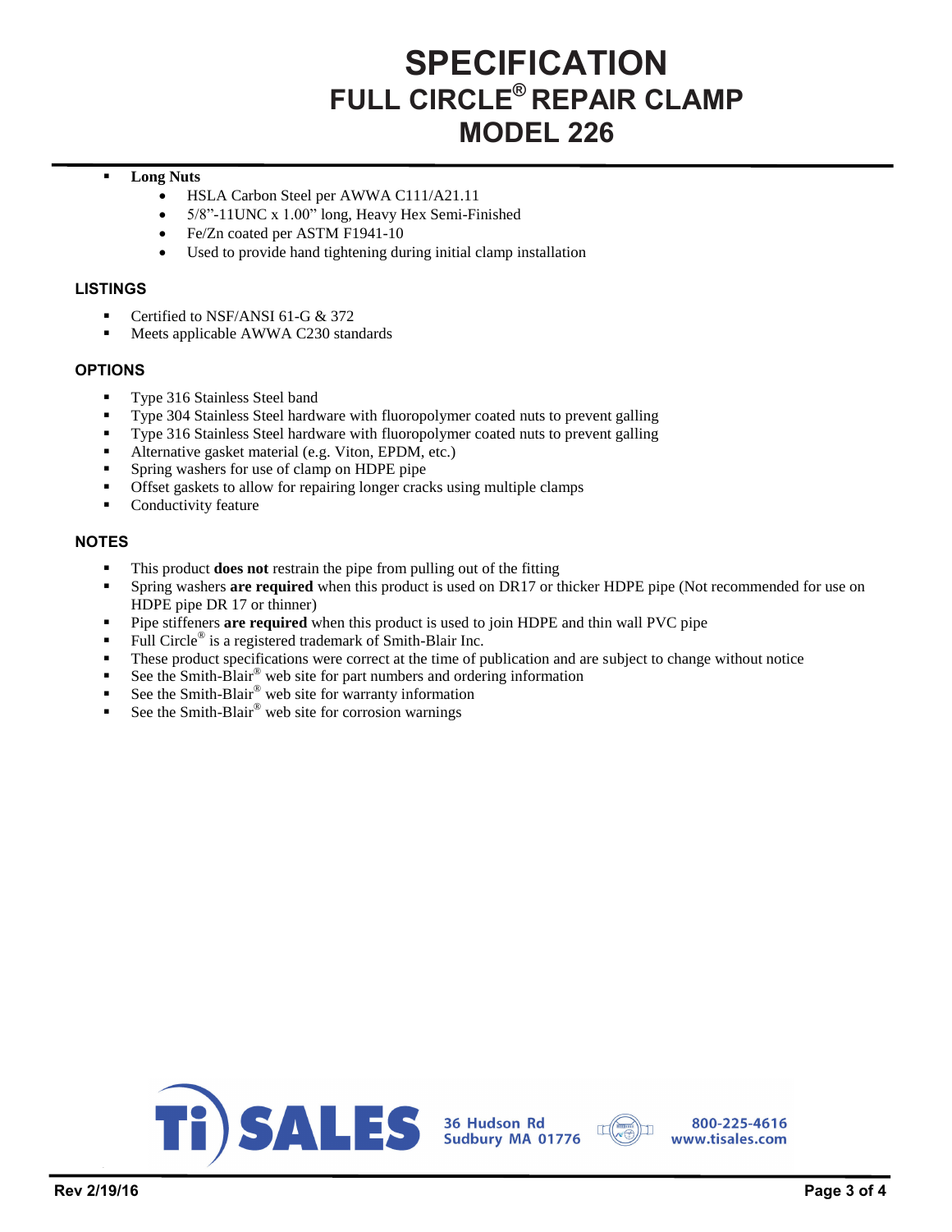# SPECIFICATION
## FULL CIRCLE® REPAIR CLAMP
## MODEL 226

- **Long Nuts**
  - HSLA Carbon Steel per AWWA C111/A21.11
  - 5/8"-11UNC x 1.00" long, Heavy Hex Semi-Finished
  - Fe/Zn coated per ASTM F1941-10
  - Used to provide hand tightening during initial clamp installation

### LISTINGS

- Certified to NSF/ANSI 61-G & 372
- Meets applicable AWWA C230 standards

### OPTIONS

- Type 316 Stainless Steel band
- Type 304 Stainless Steel hardware with fluoropolymer coated nuts to prevent galling
- Type 316 Stainless Steel hardware with fluoropolymer coated nuts to prevent galling
- Alternative gasket material (e.g. Viton, EPDM, etc.)
- Spring washers for use of clamp on HDPE pipe
- Offset gaskets to allow for repairing longer cracks using multiple clamps
- Conductivity feature

### NOTES

- This product **does not** restrain the pipe from pulling out of the fitting
- Spring washers **are required** when this product is used on DR17 or thicker HDPE pipe (Not recommended for use on HDPE pipe DR 17 or thinner)
- Pipe stiffeners **are required** when this product is used to join HDPE and thin wall PVC pipe
- Full Circle® is a registered trademark of Smith-Blair Inc.
- These product specifications were correct at the time of publication and are subject to change without notice
- See the Smith-Blair® web site for part numbers and ordering information
- See the Smith-Blair® web site for warranty information
- See the Smith-Blair® web site for corrosion warnings

Ti SALES 36 Hudson Rd Sudbury MA 01776 800-225-4616 www.tisales.com

Rev 2/19/16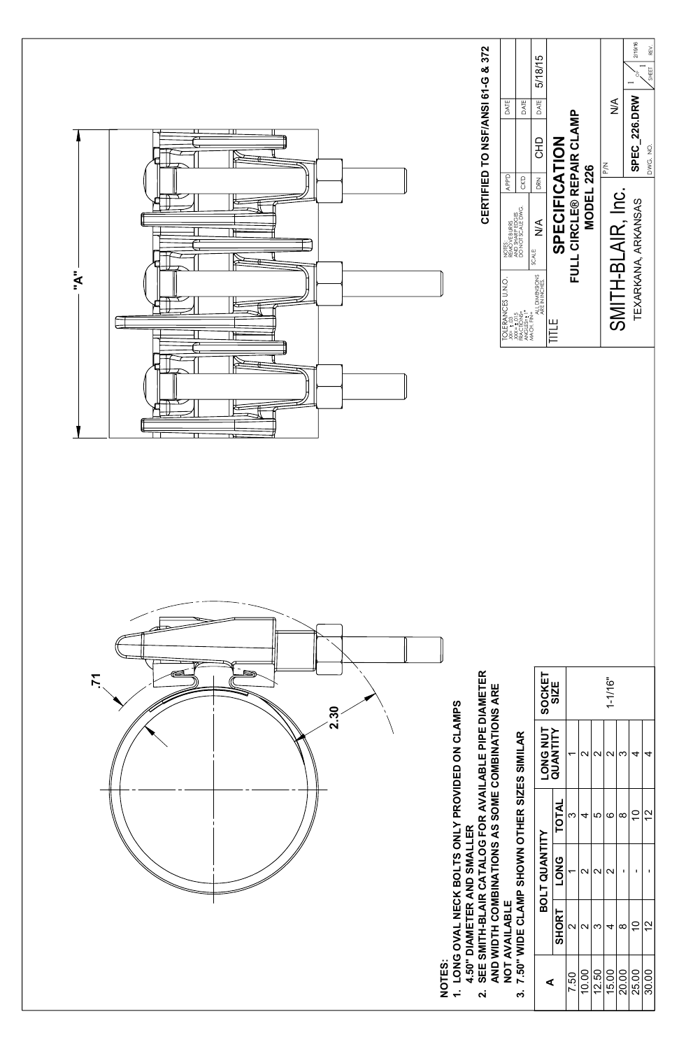CERTIFIED TO NSF/ANSI 61-G & 372

"A"

.71

2.30

**NOTES:**

1. **LONG OVAL NECK BOLTS ONLY PROVIDED ON CLAMPS 4.50" DIAMETER AND SMALLER**
2. **SEE SMITH-BLAIR CATALOG FOR AVAILABLE PIPE DIAMETER AND WIDTH COMBINATIONS AS SOME COMBINATIONS ARE NOT AVAILABLE**
3. **7.50" WIDE CLAMP SHOWN OTHER SIZES SIMILAR**

| A | BOLT QUANTITY | | | LONG NUT QUANTITY | SOCKET SIZE |
|---|---|---|---|---|---|
| | SHORT | LONG | TOTAL | | |
| 7.50 | 2 | 1 | 3 | 1 | 1-1/16" |
| 10.00 | 2 | 2 | 4 | 2 | |
| 12.50 | 3 | 2 | 5 | 2 | |
| 15.00 | 4 | 2 | 6 | 2 | |
| 20.00 | 8 | - | 8 | 3 | |
| 25.00 | 10 | - | 10 | 4 | |
| 30.00 | 12 | - | 12 | 4 | |

TOLERANCES U.N.O.
.XXX = ± .03
.XXX = ± .015
FRACTIONS= ±
ANGLES= ± 1°
MACH. FIN= √
ALL DIMENSIONS ARE IN INCHES.

NOTES:
REMOVE BURRS AND SHARP EDGES
DO NOT SCALE DWG.

SCALE: N/A

| APP'D | | DATE | |
|---|---|---|---|
| CK'D | | DATE | |
| DRN | CHD | DATE | 5/18/15 |

TITLE

**SPECIFICATION**

**FULL CIRCLE® REPAIR CLAMP**

**MODEL 226**

SMITH-BLAIR, Inc.

TEXARKANA, ARKANSAS

P/N: N/A

DWG. NO.: **SPEC_226.DRW**

SHEET 1 OF 1

REV. 2/19/16